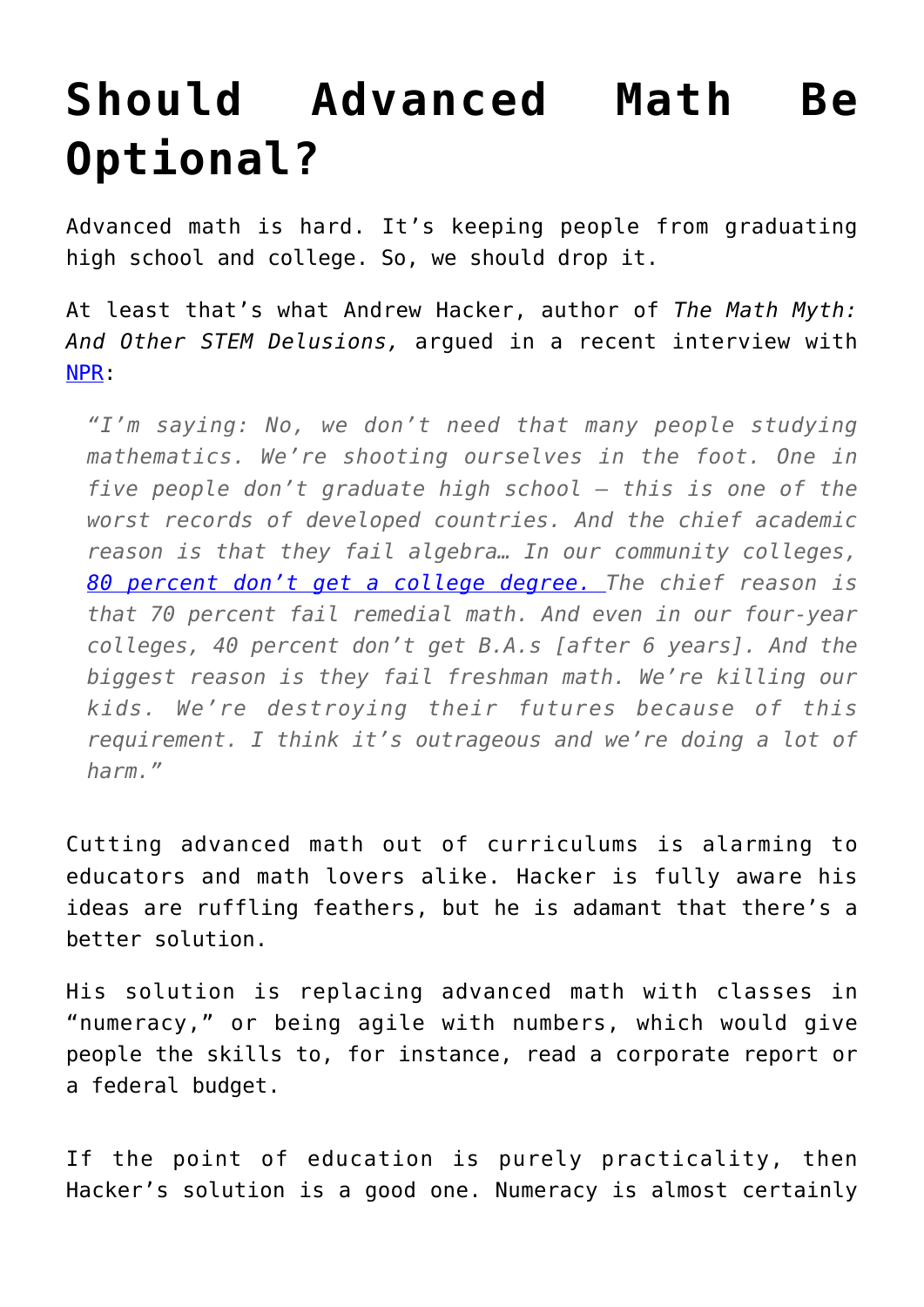# Should Advanced Math Be Optional?

Advanced math is hard. It's keeping people from graduating high school and college. So, we should drop it.

At least that's what Andrew Hacker, author of *The Math Myth: And Other STEM Delusions,* argued in a recent interview with [NPR](NPR):

> *"I'm saying: No, we don't need that many people studying mathematics. We're shooting ourselves in the foot. One in five people don't graduate high school — this is one of the worst records of developed countries. And the chief academic reason is that they fail algebra… In our community colleges, [80 percent don't get a college degree.](80 percent don't get a college degree.) The chief reason is that 70 percent fail remedial math. And even in our four-year colleges, 40 percent don't get B.A.s [after 6 years]. And the biggest reason is they fail freshman math. We're killing our kids. We're destroying their futures because of this requirement. I think it's outrageous and we're doing a lot of harm."*

Cutting advanced math out of curriculums is alarming to educators and math lovers alike. Hacker is fully aware his ideas are ruffling feathers, but he is adamant that there's a better solution.

His solution is replacing advanced math with classes in "numeracy," or being agile with numbers, which would give people the skills to, for instance, read a corporate report or a federal budget.

If the point of education is purely practicality, then Hacker's solution is a good one. Numeracy is almost certainly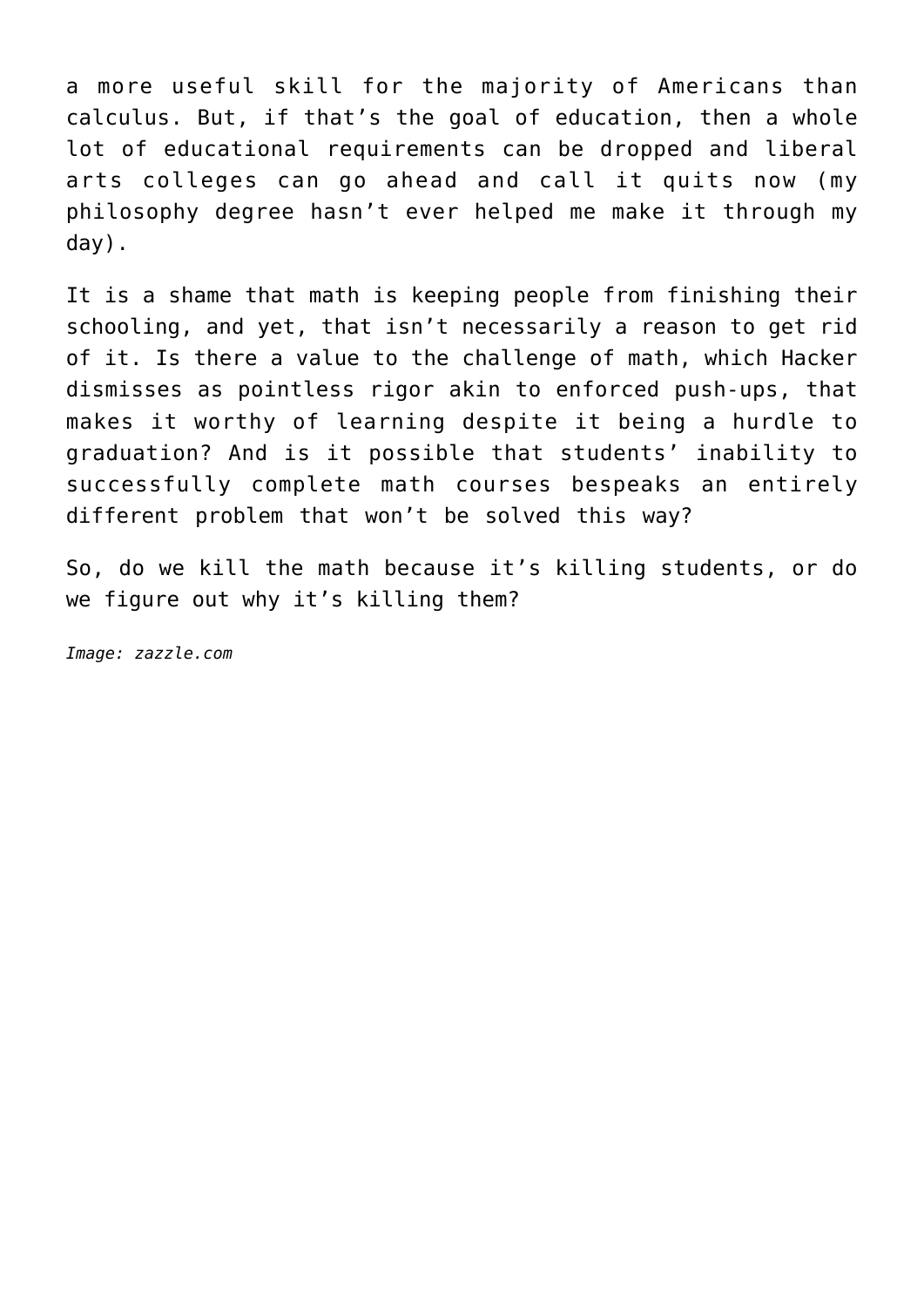a more useful skill for the majority of Americans than calculus. But, if that's the goal of education, then a whole lot of educational requirements can be dropped and liberal arts colleges can go ahead and call it quits now (my philosophy degree hasn't ever helped me make it through my day).

It is a shame that math is keeping people from finishing their schooling, and yet, that isn't necessarily a reason to get rid of it. Is there a value to the challenge of math, which Hacker dismisses as pointless rigor akin to enforced push-ups, that makes it worthy of learning despite it being a hurdle to graduation? And is it possible that students' inability to successfully complete math courses bespeaks an entirely different problem that won't be solved this way?

So, do we kill the math because it's killing students, or do we figure out why it's killing them?

*Image: zazzle.com*